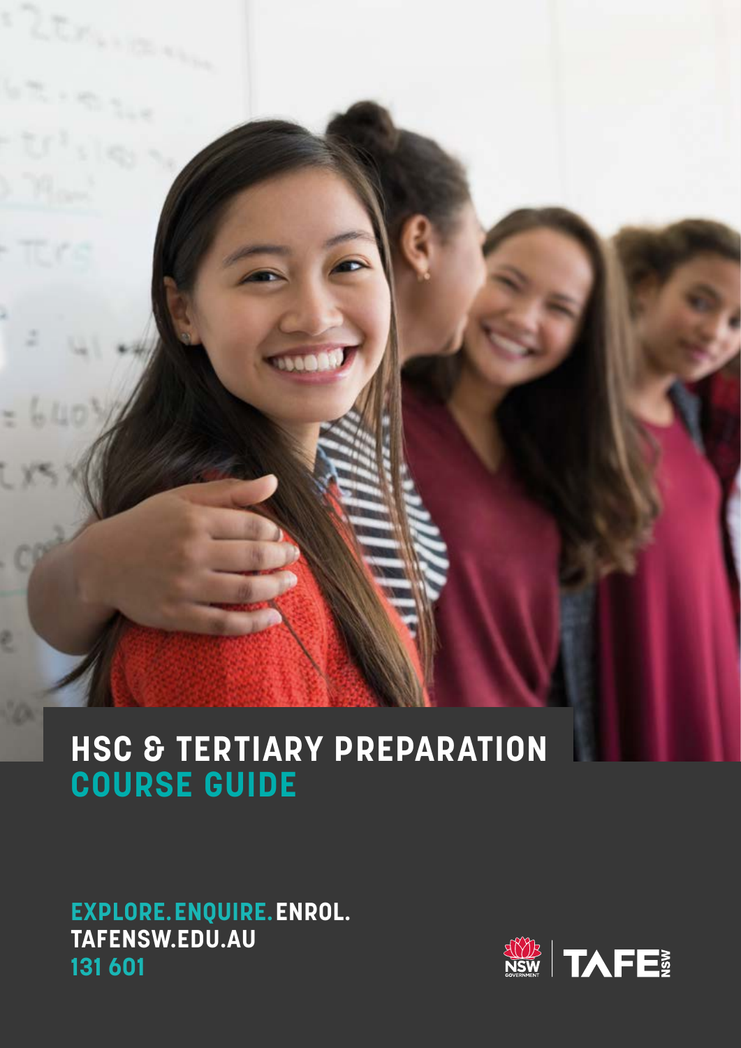# HSC & TERTIARY PREPARATION COURSE GUIDE

**EXPLORE. ENQUIRE. ENROL.**
**TAFENSW.EDU.AU**
**131 601**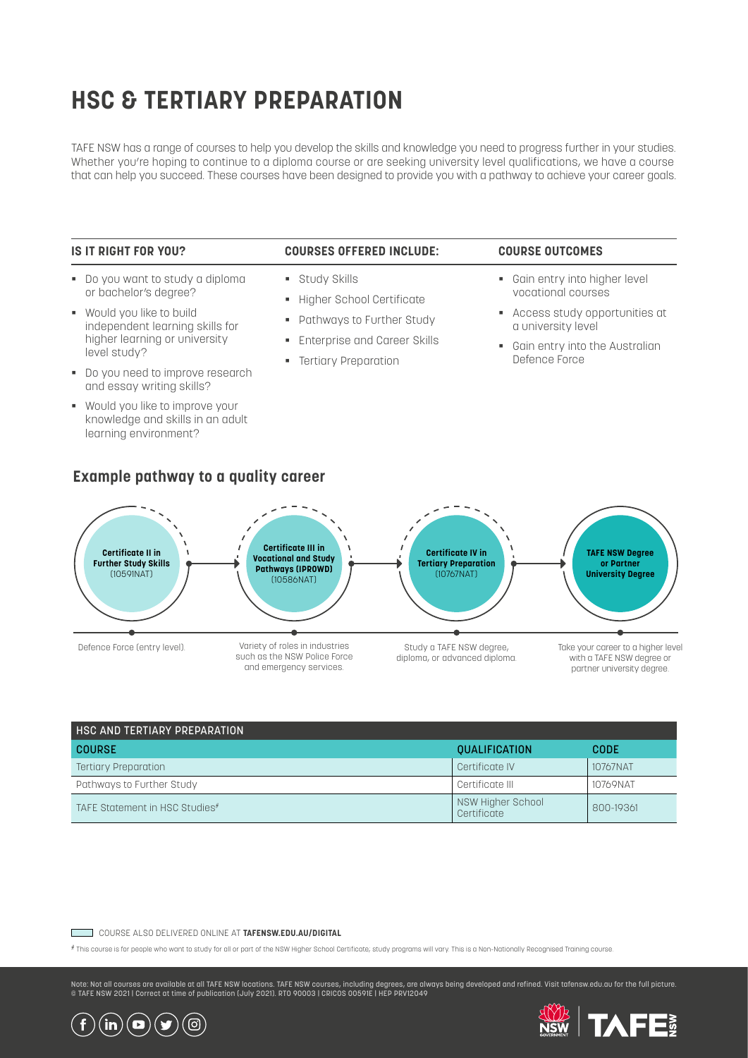# HSC & TERTIARY PREPARATION

TAFE NSW has a range of courses to help you develop the skills and knowledge you need to progress further in your studies. Whether you're hoping to continue to a diploma course or are seeking university level qualifications, we have a course that can help you succeed. These courses have been designed to provide you with a pathway to achieve your career goals.

### IS IT RIGHT FOR YOU?

- Do you want to study a diploma or bachelor's degree?
- Would you like to build independent learning skills for higher learning or university level study?
- Do you need to improve research and essay writing skills?
- Would you like to improve your knowledge and skills in an adult learning environment?

### COURSES OFFERED INCLUDE:

- Study Skills
- Higher School Certificate
- Pathways to Further Study
- Enterprise and Career Skills
- Tertiary Preparation

### COURSE OUTCOMES

- Gain entry into higher level vocational courses
- Access study opportunities at a university level
- Gain entry into the Australian Defence Force

## Example pathway to a quality career

**Certificate II in Further Study Skills** (10591NAT) → **Certificate III in Vocational and Study Pathways (IPROWD)** (10586NAT) → **Certificate IV in Tertiary Preparation** (10767NAT) → **TAFE NSW Degree or Partner University Degree**

- Defence Force (entry level).
- Variety of roles in industries such as the NSW Police Force and emergency services.
- Study a TAFE NSW degree, diploma, or advanced diploma.
- Take your career to a higher level with a TAFE NSW degree or partner university degree.

| HSC AND TERTIARY PREPARATION | | |
|---|---|---|
| **COURSE** | **QUALIFICATION** | **CODE** |
| Tertiary Preparation | Certificate IV | 10767NAT |
| Pathways to Further Study | Certificate III | 10769NAT |
| TAFE Statement in HSC Studies# | NSW Higher School Certificate | 800-19361 |

COURSE ALSO DELIVERED ONLINE AT **TAFENSW.EDU.AU/DIGITAL**

# This course is for people who want to study for all or part of the NSW Higher School Certificate; study programs will vary. This is a Non-Nationally Recognised Training course.

Note: Not all courses are available at all TAFE NSW locations. TAFE NSW courses, including degrees, are always being developed and refined. Visit tafensw.edu.au for the full picture.
© TAFE NSW 2021 | Correct at time of publication (July 2021). RTO 90003 | CRICOS 00591E | HEP PRV12049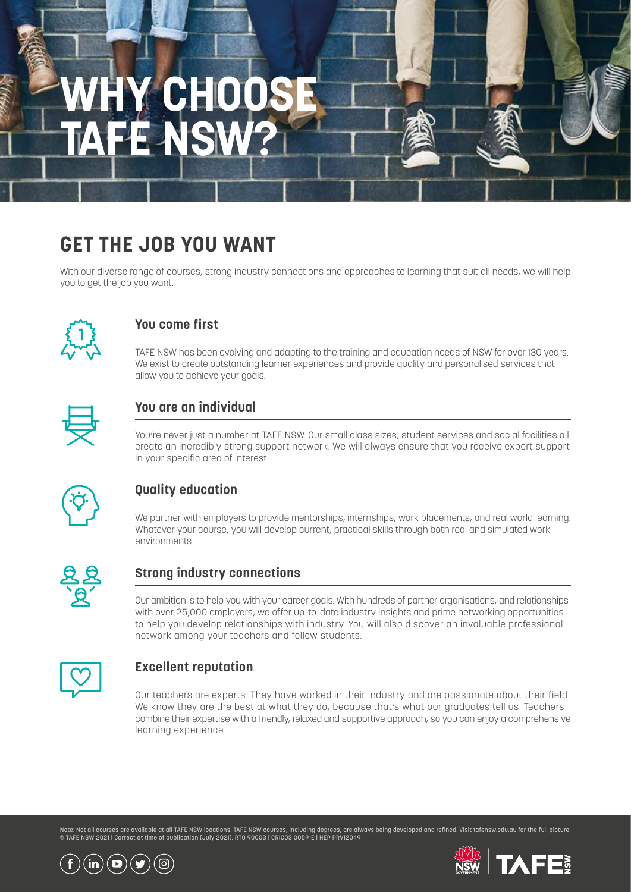# WHY CHOOSE TAFE NSW?

## GET THE JOB YOU WANT

With our diverse range of courses, strong industry connections and approaches to learning that suit all needs, we will help you to get the job you want.

### You come first

TAFE NSW has been evolving and adapting to the training and education needs of NSW for over 130 years. We exist to create outstanding learner experiences and provide quality and personalised services that allow you to achieve your goals.

### You are an individual

You're never just a number at TAFE NSW. Our small class sizes, student services and social facilities all create an incredibly strong support network. We will always ensure that you receive expert support in your specific area of interest.

### Quality education

We partner with employers to provide mentorships, internships, work placements, and real world learning. Whatever your course, you will develop current, practical skills through both real and simulated work environments.

### Strong industry connections

Our ambition is to help you with your career goals. With hundreds of partner organisations, and relationships with over 25,000 employers, we offer up-to-date industry insights and prime networking opportunities to help you develop relationships with industry. You will also discover an invaluable professional network among your teachers and fellow students.

### Excellent reputation

Our teachers are experts. They have worked in their industry and are passionate about their field. We know they are the best at what they do, because that's what our graduates tell us. Teachers combine their expertise with a friendly, relaxed and supportive approach, so you can enjoy a comprehensive learning experience.

Note: Not all courses are available at all TAFE NSW locations. TAFE NSW courses, including degrees, are always being developed and refined. Visit tafensw.edu.au for the full picture.
© TAFE NSW 2021 | Correct at time of publication (July 2021). RTO 90003 | CRICOS 00591E | HEP PRV12049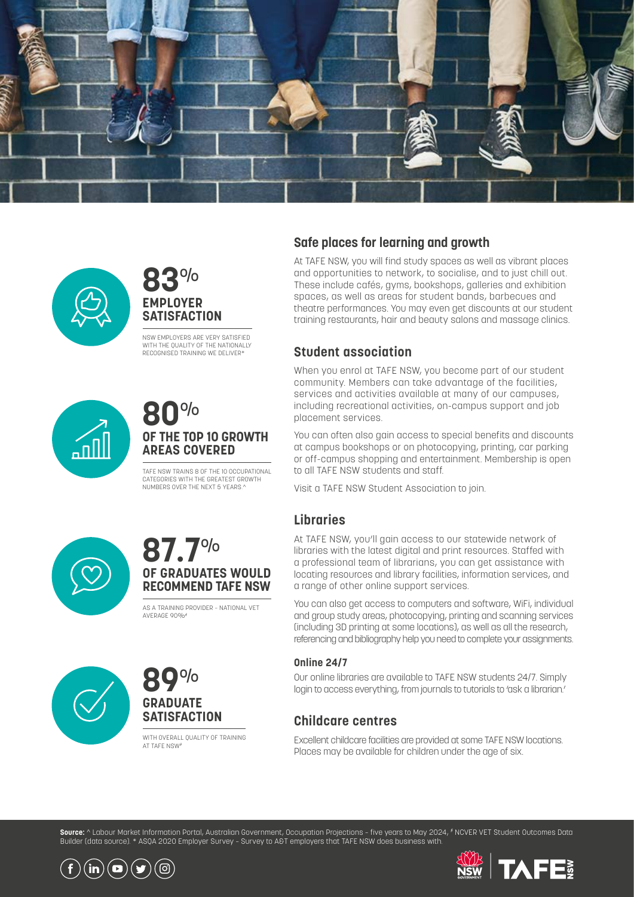**83%**
**EMPLOYER SATISFACTION**

NSW EMPLOYERS ARE VERY SATISFIED WITH THE QUALITY OF THE NATIONALLY RECOGNISED TRAINING WE DELIVER*

**80%**
**OF THE TOP 10 GROWTH AREAS COVERED**

TAFE NSW TRAINS 8 OF THE 10 OCCUPATIONAL CATEGORIES WITH THE GREATEST GROWTH NUMBERS OVER THE NEXT 5 YEARS ^

**87.7%**
**OF GRADUATES WOULD RECOMMEND TAFE NSW**

AS A TRAINING PROVIDER – NATIONAL VET AVERAGE 90%#

**89%**
**GRADUATE SATISFACTION**

WITH OVERALL QUALITY OF TRAINING AT TAFE NSW#

## Safe places for learning and growth

At TAFE NSW, you will find study spaces as well as vibrant places and opportunities to network, to socialise, and to just chill out. These include cafés, gyms, bookshops, galleries and exhibition spaces, as well as areas for student bands, barbecues and theatre performances. You may even get discounts at our student training restaurants, hair and beauty salons and massage clinics.

## Student association

When you enrol at TAFE NSW, you become part of our student community. Members can take advantage of the facilities, services and activities available at many of our campuses, including recreational activities, on-campus support and job placement services.

You can often also gain access to special benefits and discounts at campus bookshops or on photocopying, printing, car parking or off-campus shopping and entertainment. Membership is open to all TAFE NSW students and staff.

Visit a TAFE NSW Student Association to join.

## Libraries

At TAFE NSW, you'll gain access to our statewide network of libraries with the latest digital and print resources. Staffed with a professional team of librarians, you can get assistance with locating resources and library facilities, information services, and a range of other online support services.

You can also get access to computers and software, WiFi, individual and group study areas, photocopying, printing and scanning services (including 3D printing at some locations), as well as all the research, referencing and bibliography help you need to complete your assignments.

### Online 24/7

Our online libraries are available to TAFE NSW students 24/7. Simply login to access everything, from journals to tutorials to 'ask a librarian.'

## Childcare centres

Excellent childcare facilities are provided at some TAFE NSW locations. Places may be available for children under the age of six.

**Source:** ^ Labour Market Information Portal, Australian Government, Occupation Projections – five years to May 2024, # NCVER VET Student Outcomes Data Builder (data source). * ASQA 2020 Employer Survey – Survey to A&T employers that TAFE NSW does business with.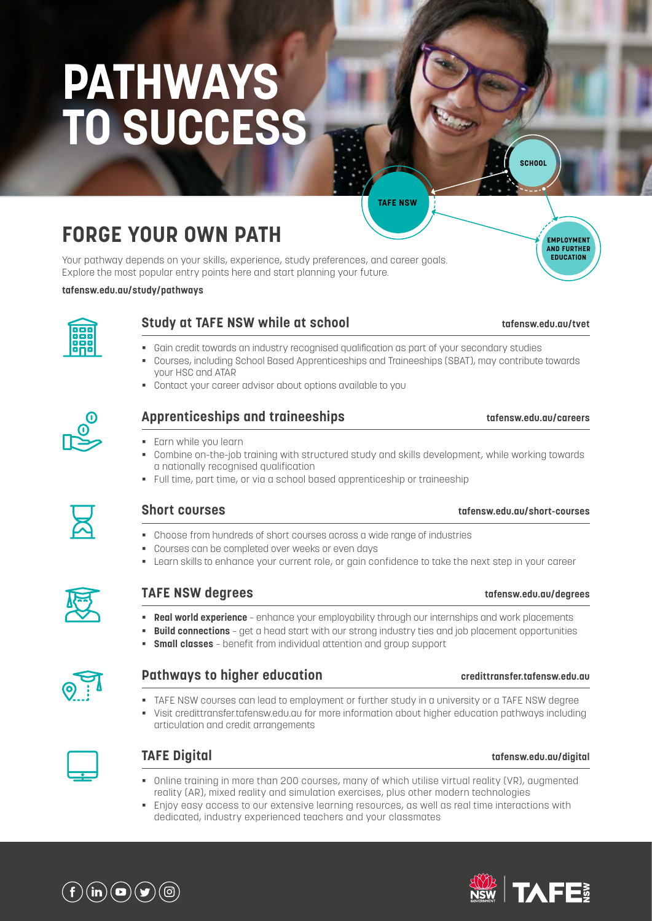# PATHWAYS TO SUCCESS

SCHOOL

TAFE NSW

EMPLOYMENT AND FURTHER EDUCATION

## FORGE YOUR OWN PATH

Your pathway depends on your skills, experience, study preferences, and career goals. Explore the most popular entry points here and start planning your future.

**tafensw.edu.au/study/pathways**

### Study at TAFE NSW while at school

**tafensw.edu.au/tvet**

- Gain credit towards an industry recognised qualification as part of your secondary studies
- Courses, including School Based Apprenticeships and Traineeships (SBAT), may contribute towards your HSC and ATAR
- Contact your career advisor about options available to you

### Apprenticeships and traineeships

**tafensw.edu.au/careers**

- Earn while you learn
- Combine on-the-job training with structured study and skills development, while working towards a nationally recognised qualification
- Full time, part time, or via a school based apprenticeship or traineeship

### Short courses

**tafensw.edu.au/short-courses**

- Choose from hundreds of short courses across a wide range of industries
- Courses can be completed over weeks or even days
- Learn skills to enhance your current role, or gain confidence to take the next step in your career

### TAFE NSW degrees

**tafensw.edu.au/degrees**

- **Real world experience** - enhance your employability through our internships and work placements
- **Build connections** - get a head start with our strong industry ties and job placement opportunities
- **Small classes** - benefit from individual attention and group support

### Pathways to higher education

**credittransfer.tafensw.edu.au**

- TAFE NSW courses can lead to employment or further study in a university or a TAFE NSW degree
- Visit credittransfer.tafensw.edu.au for more information about higher education pathways including articulation and credit arrangements

### TAFE Digital

**tafensw.edu.au/digital**

- Online training in more than 200 courses, many of which utilise virtual reality (VR), augmented reality (AR), mixed reality and simulation exercises, plus other modern technologies
- Enjoy easy access to our extensive learning resources, as well as real time interactions with dedicated, industry experienced teachers and your classmates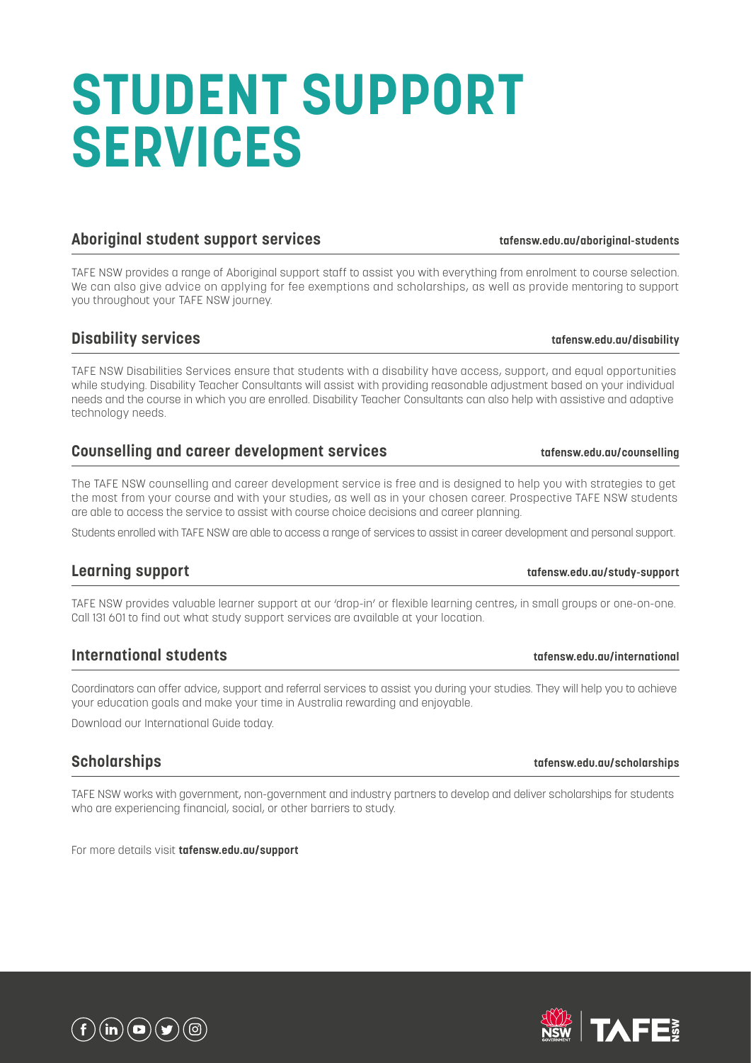# STUDENT SUPPORT SERVICES

## Aboriginal student support services

**tafensw.edu.au/aboriginal-students**

TAFE NSW provides a range of Aboriginal support staff to assist you with everything from enrolment to course selection. We can also give advice on applying for fee exemptions and scholarships, as well as provide mentoring to support you throughout your TAFE NSW journey.

## Disability services

**tafensw.edu.au/disability**

TAFE NSW Disabilities Services ensure that students with a disability have access, support, and equal opportunities while studying. Disability Teacher Consultants will assist with providing reasonable adjustment based on your individual needs and the course in which you are enrolled. Disability Teacher Consultants can also help with assistive and adaptive technology needs.

## Counselling and career development services

**tafensw.edu.au/counselling**

The TAFE NSW counselling and career development service is free and is designed to help you with strategies to get the most from your course and with your studies, as well as in your chosen career. Prospective TAFE NSW students are able to access the service to assist with course choice decisions and career planning.

Students enrolled with TAFE NSW are able to access a range of services to assist in career development and personal support.

## Learning support

**tafensw.edu.au/study-support**

TAFE NSW provides valuable learner support at our 'drop-in' or flexible learning centres, in small groups or one-on-one. Call 131 601 to find out what study support services are available at your location.

## International students

**tafensw.edu.au/international**

Coordinators can offer advice, support and referral services to assist you during your studies. They will help you to achieve your education goals and make your time in Australia rewarding and enjoyable.

Download our International Guide today.

## Scholarships

**tafensw.edu.au/scholarships**

TAFE NSW works with government, non-government and industry partners to develop and deliver scholarships for students who are experiencing financial, social, or other barriers to study.

For more details visit **tafensw.edu.au/support**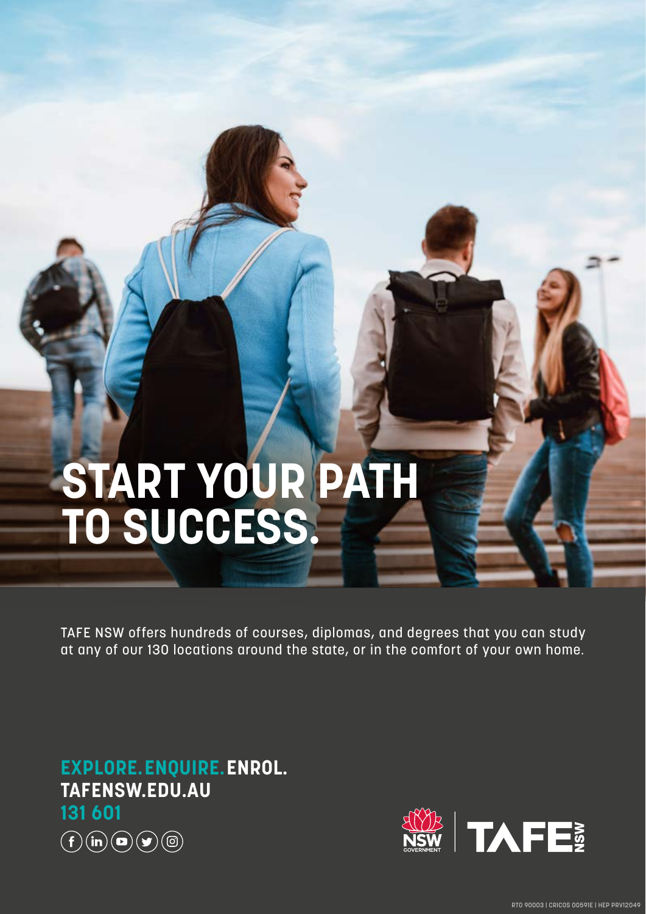# START YOUR PATH TO SUCCESS.

TAFE NSW offers hundreds of courses, diplomas, and degrees that you can study at any of our 130 locations around the state, or in the comfort of your own home.

**EXPLORE. ENQUIRE. ENROL.**
**TAFENSW.EDU.AU**
**131 601**

RTO 90003 | CRICOS 00591E | HEP PRV12049